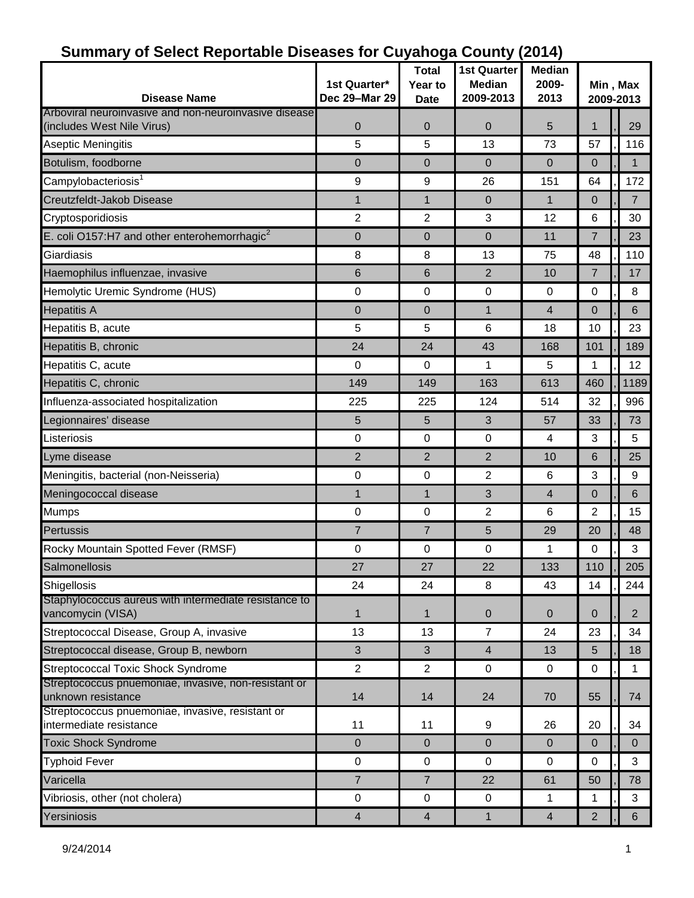# Summary of Select Reportable Diseases for Cuyahoga County (2014)

| Disease Name | 1st Quarter* Dec 29–Mar 29 | Total Year to Date | 1st Quarter Median 2009-2013 | Median 2009-2013 | Min , Max 2009-2013 |
|---|---|---|---|---|---|
| Arboviral neuroinvasive and non-neuroinvasive disease (includes West Nile Virus) | 0 | 0 | 0 | 5 | 1 , 29 |
| Aseptic Meningitis | 5 | 5 | 13 | 73 | 57 , 116 |
| Botulism, foodborne | 0 | 0 | 0 | 0 | 0 , 1 |
| Campylobacteriosis[1] | 9 | 9 | 26 | 151 | 64 , 172 |
| Creutzfeldt-Jakob Disease | 1 | 1 | 0 | 1 | 0 , 7 |
| Cryptosporidiosis | 2 | 2 | 3 | 12 | 6 , 30 |
| E. coli O157:H7 and other enterohemorrhagic[2] | 0 | 0 | 0 | 11 | 7 , 23 |
| Giardiasis | 8 | 8 | 13 | 75 | 48 , 110 |
| Haemophilus influenzae, invasive | 6 | 6 | 2 | 10 | 7 , 17 |
| Hemolytic Uremic Syndrome (HUS) | 0 | 0 | 0 | 0 | 0 , 8 |
| Hepatitis A | 0 | 0 | 1 | 4 | 0 , 6 |
| Hepatitis B, acute | 5 | 5 | 6 | 18 | 10 , 23 |
| Hepatitis B, chronic | 24 | 24 | 43 | 168 | 101 , 189 |
| Hepatitis C, acute | 0 | 0 | 1 | 5 | 1 , 12 |
| Hepatitis C, chronic | 149 | 149 | 163 | 613 | 460 , 1189 |
| Influenza-associated hospitalization | 225 | 225 | 124 | 514 | 32 , 996 |
| Legionnaires' disease | 5 | 5 | 3 | 57 | 33 , 73 |
| Listeriosis | 0 | 0 | 0 | 4 | 3 , 5 |
| Lyme disease | 2 | 2 | 2 | 10 | 6 , 25 |
| Meningitis, bacterial (non-Neisseria) | 0 | 0 | 2 | 6 | 3 , 9 |
| Meningococcal disease | 1 | 1 | 3 | 4 | 0 , 6 |
| Mumps | 0 | 0 | 2 | 6 | 2 , 15 |
| Pertussis | 7 | 7 | 5 | 29 | 20 , 48 |
| Rocky Mountain Spotted Fever (RMSF) | 0 | 0 | 0 | 1 | 0 , 3 |
| Salmonellosis | 27 | 27 | 22 | 133 | 110 , 205 |
| Shigellosis | 24 | 24 | 8 | 43 | 14 , 244 |
| Staphylococcus aureus with intermediate resistance to vancomycin (VISA) | 1 | 1 | 0 | 0 | 0 , 2 |
| Streptococcal Disease, Group A, invasive | 13 | 13 | 7 | 24 | 23 , 34 |
| Streptococcal disease, Group B, newborn | 3 | 3 | 4 | 13 | 5 , 18 |
| Streptococcal Toxic Shock Syndrome | 2 | 2 | 0 | 0 | 0 , 1 |
| Streptococcus pnuemoniae, invasive, non-resistant or unknown resistance | 14 | 14 | 24 | 70 | 55 , 74 |
| Streptococcus pnuemoniae, invasive, resistant or intermediate resistance | 11 | 11 | 9 | 26 | 20 , 34 |
| Toxic Shock Syndrome | 0 | 0 | 0 | 0 | 0 , 0 |
| Typhoid Fever | 0 | 0 | 0 | 0 | 0 , 3 |
| Varicella | 7 | 7 | 22 | 61 | 50 , 78 |
| Vibriosis, other (not cholera) | 0 | 0 | 0 | 1 | 1 , 3 |
| Yersiniosis | 4 | 4 | 1 | 4 | 2 , 6 |

9/24/2014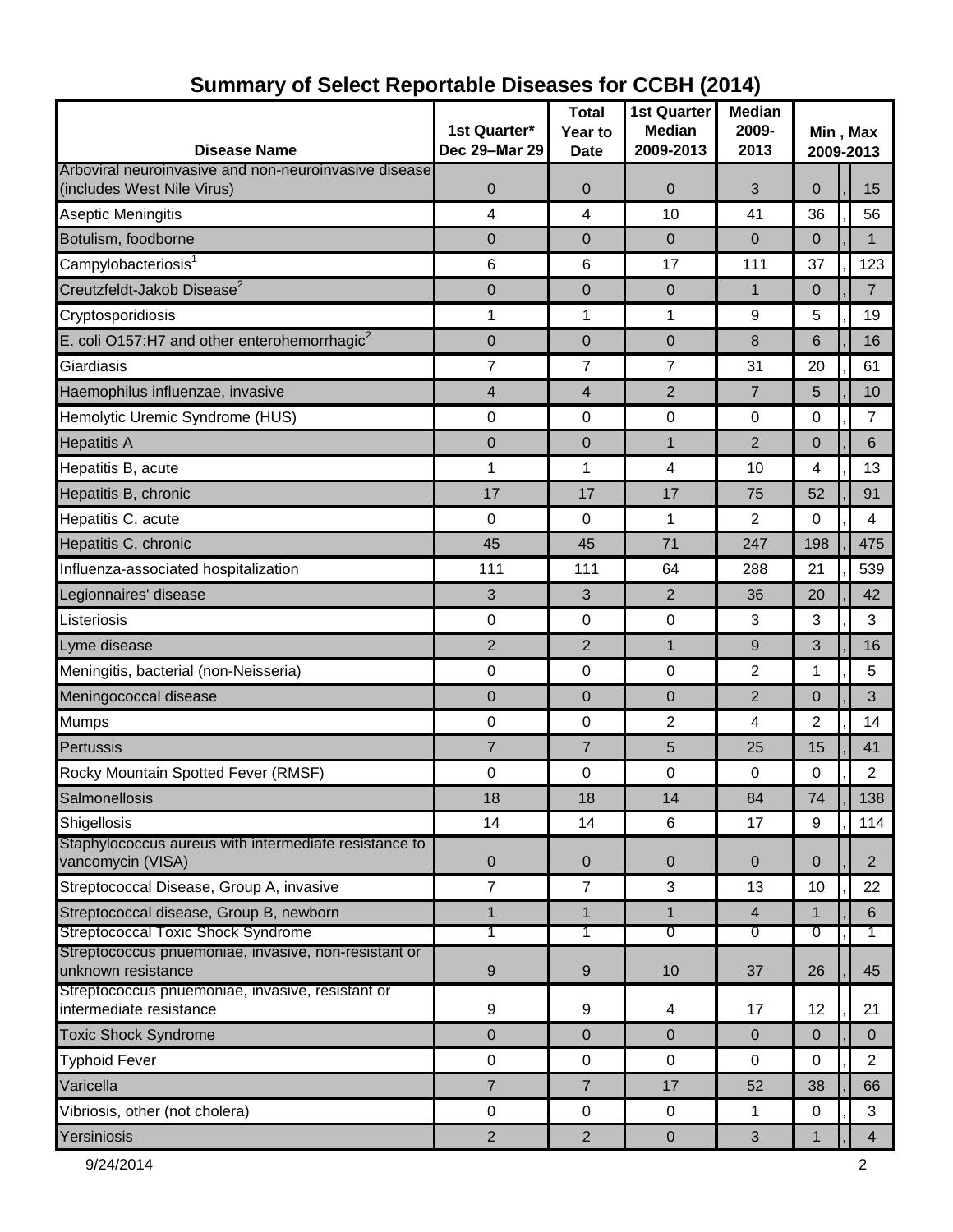# Summary of Select Reportable Diseases for CCBH (2014)

| Disease Name | 1st Quarter* Dec 29–Mar 29 | Total Year to Date | 1st Quarter Median 2009-2013 | Median 2009-2013 | Min , Max 2009-2013 |
|---|---|---|---|---|---|
| Arboviral neuroinvasive and non-neuroinvasive disease (includes West Nile Virus) | 0 | 0 | 0 | 3 | 0 , 15 |
| Aseptic Meningitis | 4 | 4 | 10 | 41 | 36 , 56 |
| Botulism, foodborne | 0 | 0 | 0 | 0 | 0 , 1 |
| Campylobacteriosis[1] | 6 | 6 | 17 | 111 | 37 , 123 |
| Creutzfeldt-Jakob Disease[2] | 0 | 0 | 0 | 1 | 0 , 7 |
| Cryptosporidiosis | 1 | 1 | 1 | 9 | 5 , 19 |
| E. coli O157:H7 and other enterohemorrhagic[2] | 0 | 0 | 0 | 8 | 6 , 16 |
| Giardiasis | 7 | 7 | 7 | 31 | 20 , 61 |
| Haemophilus influenzae, invasive | 4 | 4 | 2 | 7 | 5 , 10 |
| Hemolytic Uremic Syndrome (HUS) | 0 | 0 | 0 | 0 | 0 , 7 |
| Hepatitis A | 0 | 0 | 1 | 2 | 0 , 6 |
| Hepatitis B, acute | 1 | 1 | 4 | 10 | 4 , 13 |
| Hepatitis B, chronic | 17 | 17 | 17 | 75 | 52 , 91 |
| Hepatitis C, acute | 0 | 0 | 1 | 2 | 0 , 4 |
| Hepatitis C, chronic | 45 | 45 | 71 | 247 | 198 , 475 |
| Influenza-associated hospitalization | 111 | 111 | 64 | 288 | 21 , 539 |
| Legionnaires' disease | 3 | 3 | 2 | 36 | 20 , 42 |
| Listeriosis | 0 | 0 | 0 | 3 | 3 , 3 |
| Lyme disease | 2 | 2 | 1 | 9 | 3 , 16 |
| Meningitis, bacterial (non-Neisseria) | 0 | 0 | 0 | 2 | 1 , 5 |
| Meningococcal disease | 0 | 0 | 0 | 2 | 0 , 3 |
| Mumps | 0 | 0 | 2 | 4 | 2 , 14 |
| Pertussis | 7 | 7 | 5 | 25 | 15 , 41 |
| Rocky Mountain Spotted Fever (RMSF) | 0 | 0 | 0 | 0 | 0 , 2 |
| Salmonellosis | 18 | 18 | 14 | 84 | 74 , 138 |
| Shigellosis | 14 | 14 | 6 | 17 | 9 , 114 |
| Staphylococcus aureus with intermediate resistance to vancomycin (VISA) | 0 | 0 | 0 | 0 | 0 , 2 |
| Streptococcal Disease, Group A, invasive | 7 | 7 | 3 | 13 | 10 , 22 |
| Streptococcal disease, Group B, newborn | 1 | 1 | 1 | 4 | 1 , 6 |
| Streptococcal Toxic Shock Syndrome | 1 | 1 | 0 | 0 | 0 , 1 |
| Streptococcus pnuemoniae, invasive, non-resistant or unknown resistance | 9 | 9 | 10 | 37 | 26 , 45 |
| Streptococcus pnuemoniae, invasive, resistant or intermediate resistance | 9 | 9 | 4 | 17 | 12 , 21 |
| Toxic Shock Syndrome | 0 | 0 | 0 | 0 | 0 , 0 |
| Typhoid Fever | 0 | 0 | 0 | 0 | 0 , 2 |
| Varicella | 7 | 7 | 17 | 52 | 38 , 66 |
| Vibriosis, other (not cholera) | 0 | 0 | 0 | 1 | 0 , 3 |
| Yersiniosis | 2 | 2 | 0 | 3 | 1 , 4 |

9/24/2014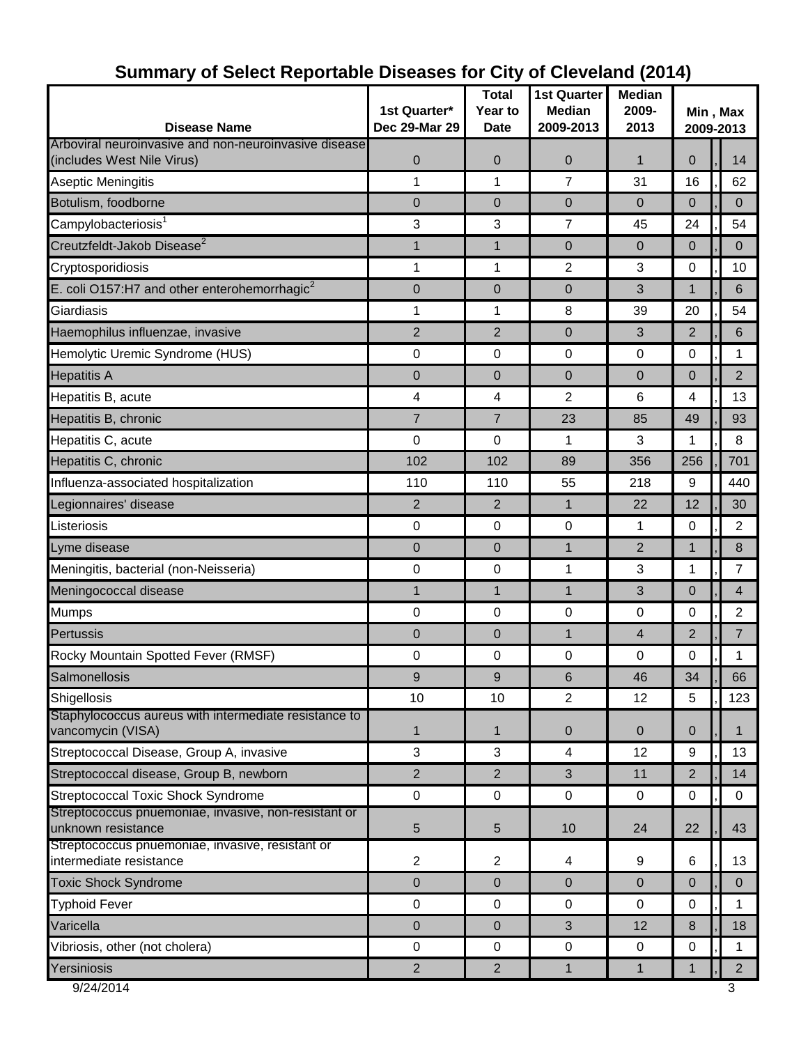# Summary of Select Reportable Diseases for City of Cleveland (2014)

| Disease Name | 1st Quarter* Dec 29-Mar 29 | Total Year to Date | 1st Quarter Median 2009-2013 | Median 2009-2013 | Min , Max 2009-2013 |
|---|---|---|---|---|---|
| Arboviral neuroinvasive and non-neuroinvasive disease (includes West Nile Virus) | 0 | 0 | 0 | 1 | 0 , 14 |
| Aseptic Meningitis | 1 | 1 | 7 | 31 | 16 , 62 |
| Botulism, foodborne | 0 | 0 | 0 | 0 | 0 , 0 |
| Campylobacteriosis[1] | 3 | 3 | 7 | 45 | 24 , 54 |
| Creutzfeldt-Jakob Disease[2] | 1 | 1 | 0 | 0 | 0 , 0 |
| Cryptosporidiosis | 1 | 1 | 2 | 3 | 0 , 10 |
| E. coli O157:H7 and other enterohemorrhagic[2] | 0 | 0 | 0 | 3 | 1 , 6 |
| Giardiasis | 1 | 1 | 8 | 39 | 20 , 54 |
| Haemophilus influenzae, invasive | 2 | 2 | 0 | 3 | 2 , 6 |
| Hemolytic Uremic Syndrome (HUS) | 0 | 0 | 0 | 0 | 0 , 1 |
| Hepatitis A | 0 | 0 | 0 | 0 | 0 , 2 |
| Hepatitis B, acute | 4 | 4 | 2 | 6 | 4 , 13 |
| Hepatitis B, chronic | 7 | 7 | 23 | 85 | 49 , 93 |
| Hepatitis C, acute | 0 | 0 | 1 | 3 | 1 , 8 |
| Hepatitis C, chronic | 102 | 102 | 89 | 356 | 256 , 701 |
| Influenza-associated hospitalization | 110 | 110 | 55 | 218 | 9 440 |
| Legionnaires' disease | 2 | 2 | 1 | 22 | 12 , 30 |
| Listeriosis | 0 | 0 | 0 | 1 | 0 , 2 |
| Lyme disease | 0 | 0 | 1 | 2 | 1 , 8 |
| Meningitis, bacterial (non-Neisseria) | 0 | 0 | 1 | 3 | 1 , 7 |
| Meningococcal disease | 1 | 1 | 1 | 3 | 0 , 4 |
| Mumps | 0 | 0 | 0 | 0 | 0 , 2 |
| Pertussis | 0 | 0 | 1 | 4 | 2 , 7 |
| Rocky Mountain Spotted Fever (RMSF) | 0 | 0 | 0 | 0 | 0 , 1 |
| Salmonellosis | 9 | 9 | 6 | 46 | 34 , 66 |
| Shigellosis | 10 | 10 | 2 | 12 | 5 , 123 |
| Staphylococcus aureus with intermediate resistance to vancomycin (VISA) | 1 | 1 | 0 | 0 | 0 , 1 |
| Streptococcal Disease, Group A, invasive | 3 | 3 | 4 | 12 | 9 , 13 |
| Streptococcal disease, Group B, newborn | 2 | 2 | 3 | 11 | 2 , 14 |
| Streptococcal Toxic Shock Syndrome | 0 | 0 | 0 | 0 | 0 , 0 |
| Streptococcus pnuemoniae, invasive, non-resistant or unknown resistance | 5 | 5 | 10 | 24 | 22 , 43 |
| Streptococcus pnuemoniae, invasive, resistant or intermediate resistance | 2 | 2 | 4 | 9 | 6 , 13 |
| Toxic Shock Syndrome | 0 | 0 | 0 | 0 | 0 , 0 |
| Typhoid Fever | 0 | 0 | 0 | 0 | 0 , 1 |
| Varicella | 0 | 0 | 3 | 12 | 8 , 18 |
| Vibriosis, other (not cholera) | 0 | 0 | 0 | 0 | 0 , 1 |
| Yersiniosis | 2 | 2 | 1 | 1 | 1 , 2 |

9/24/2014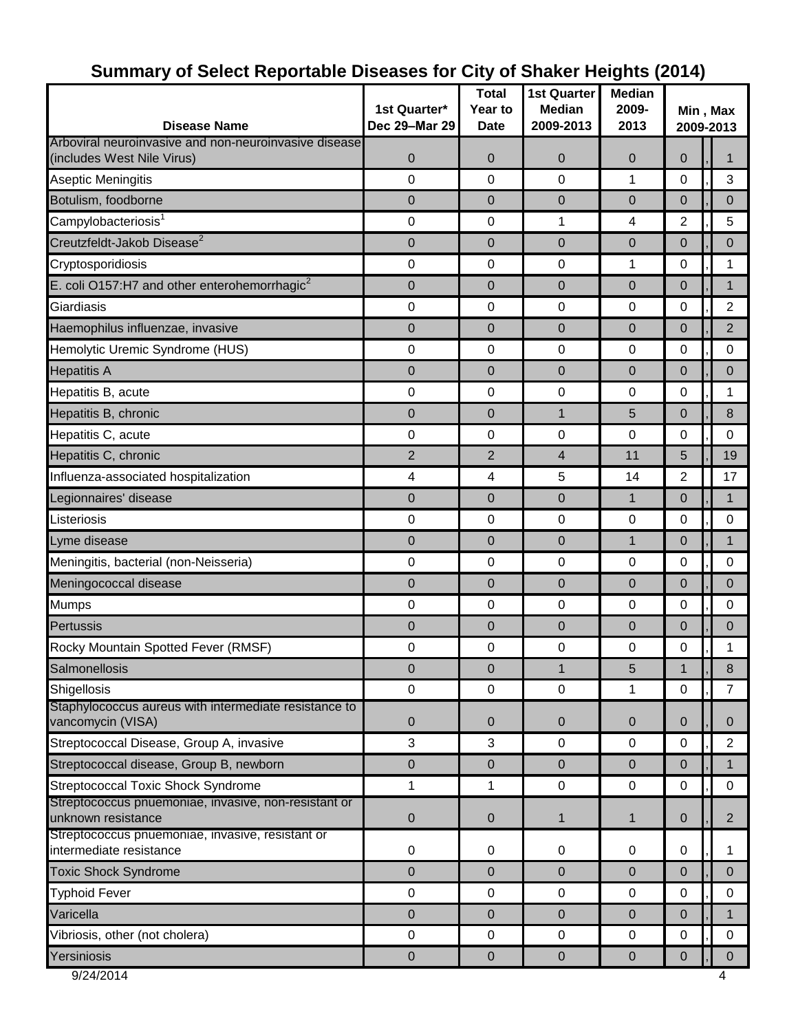# Summary of Select Reportable Diseases for City of Shaker Heights (2014)

| Disease Name | 1st Quarter* Dec 29–Mar 29 | Total Year to Date | 1st Quarter Median 2009-2013 | Median 2009-2013 | Min , Max 2009-2013 |
|---|---|---|---|---|---|
| Arboviral neuroinvasive and non-neuroinvasive disease (includes West Nile Virus) | 0 | 0 | 0 | 0 | 0 , 1 |
| Aseptic Meningitis | 0 | 0 | 0 | 1 | 0 , 3 |
| Botulism, foodborne | 0 | 0 | 0 | 0 | 0 , 0 |
| Campylobacteriosis[1] | 0 | 0 | 1 | 4 | 2 , 5 |
| Creutzfeldt-Jakob Disease[2] | 0 | 0 | 0 | 0 | 0 , 0 |
| Cryptosporidiosis | 0 | 0 | 0 | 1 | 0 , 1 |
| E. coli O157:H7 and other enterohemorrhagic[2] | 0 | 0 | 0 | 0 | 0 , 1 |
| Giardiasis | 0 | 0 | 0 | 0 | 0 , 2 |
| Haemophilus influenzae, invasive | 0 | 0 | 0 | 0 | 0 , 2 |
| Hemolytic Uremic Syndrome (HUS) | 0 | 0 | 0 | 0 | 0 , 0 |
| Hepatitis A | 0 | 0 | 0 | 0 | 0 , 0 |
| Hepatitis B, acute | 0 | 0 | 0 | 0 | 0 , 1 |
| Hepatitis B, chronic | 0 | 0 | 1 | 5 | 0 , 8 |
| Hepatitis C, acute | 0 | 0 | 0 | 0 | 0 , 0 |
| Hepatitis C, chronic | 2 | 2 | 4 | 11 | 5 , 19 |
| Influenza-associated hospitalization | 4 | 4 | 5 | 14 | 2 17 |
| Legionnaires' disease | 0 | 0 | 0 | 1 | 0 , 1 |
| Listeriosis | 0 | 0 | 0 | 0 | 0 , 0 |
| Lyme disease | 0 | 0 | 0 | 1 | 0 , 1 |
| Meningitis, bacterial (non-Neisseria) | 0 | 0 | 0 | 0 | 0 , 0 |
| Meningococcal disease | 0 | 0 | 0 | 0 | 0 , 0 |
| Mumps | 0 | 0 | 0 | 0 | 0 , 0 |
| Pertussis | 0 | 0 | 0 | 0 | 0 , 0 |
| Rocky Mountain Spotted Fever (RMSF) | 0 | 0 | 0 | 0 | 0 , 1 |
| Salmonellosis | 0 | 0 | 1 | 5 | 1 , 8 |
| Shigellosis | 0 | 0 | 0 | 1 | 0 , 7 |
| Staphylococcus aureus with intermediate resistance to vancomycin (VISA) | 0 | 0 | 0 | 0 | 0 , 0 |
| Streptococcal Disease, Group A, invasive | 3 | 3 | 0 | 0 | 0 , 2 |
| Streptococcal disease, Group B, newborn | 0 | 0 | 0 | 0 | 0 , 1 |
| Streptococcal Toxic Shock Syndrome | 1 | 1 | 0 | 0 | 0 , 0 |
| Streptococcus pnuemoniae, invasive, non-resistant or unknown resistance | 0 | 0 | 1 | 1 | 0 , 2 |
| Streptococcus pnuemoniae, invasive, resistant or intermediate resistance | 0 | 0 | 0 | 0 | 0 , 1 |
| Toxic Shock Syndrome | 0 | 0 | 0 | 0 | 0 , 0 |
| Typhoid Fever | 0 | 0 | 0 | 0 | 0 , 0 |
| Varicella | 0 | 0 | 0 | 0 | 0 , 1 |
| Vibriosis, other (not cholera) | 0 | 0 | 0 | 0 | 0 , 0 |
| Yersiniosis | 0 | 0 | 0 | 0 | 0 , 0 |

9/24/2014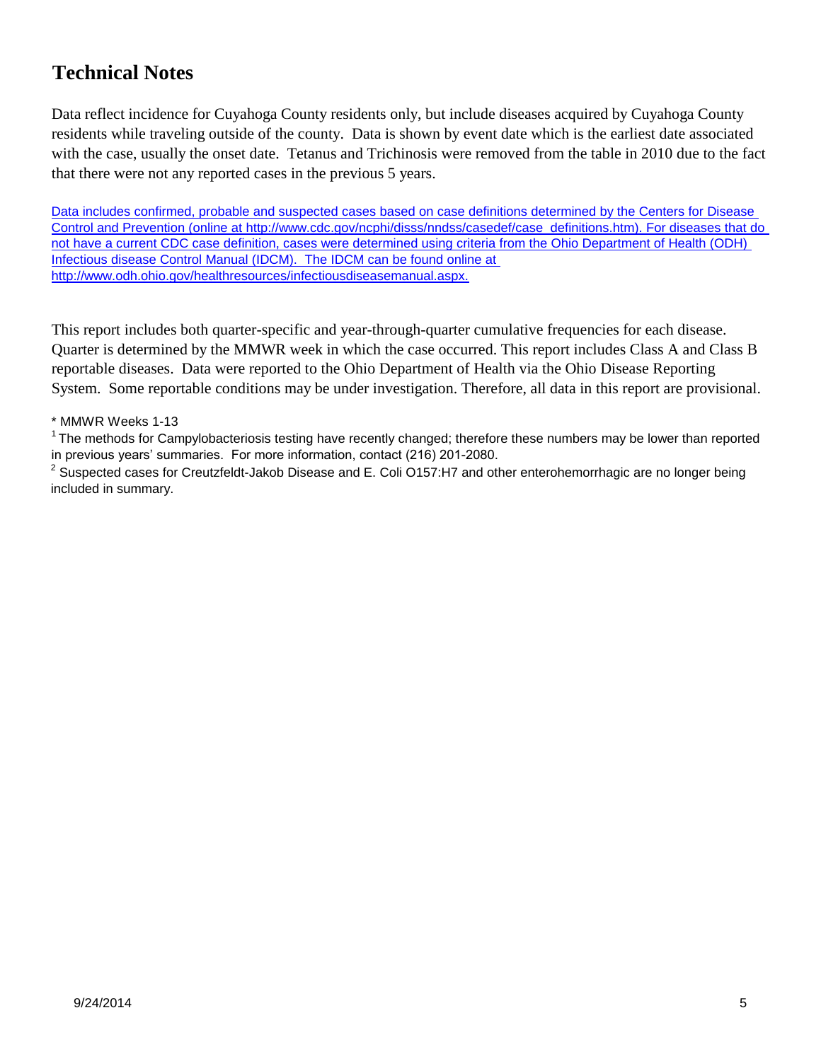## Technical Notes

Data reflect incidence for Cuyahoga County residents only, but include diseases acquired by Cuyahoga County residents while traveling outside of the county. Data is shown by event date which is the earliest date associated with the case, usually the onset date. Tetanus and Trichinosis were removed from the table in 2010 due to the fact that there were not any reported cases in the previous 5 years.

Data includes confirmed, probable and suspected cases based on case definitions determined by the Centers for Disease Control and Prevention (online at http://www.cdc.gov/ncphi/disss/nndss/casedef/case_definitions.htm). For diseases that do not have a current CDC case definition, cases were determined using criteria from the Ohio Department of Health (ODH) Infectious disease Control Manual (IDCM). The IDCM can be found online at http://www.odh.ohio.gov/healthresources/infectiousdiseasemanual.aspx.

This report includes both quarter-specific and year-through-quarter cumulative frequencies for each disease. Quarter is determined by the MMWR week in which the case occurred. This report includes Class A and Class B reportable diseases. Data were reported to the Ohio Department of Health via the Ohio Disease Reporting System. Some reportable conditions may be under investigation. Therefore, all data in this report are provisional.

* MMWR Weeks 1-13

[1] The methods for Campylobacteriosis testing have recently changed; therefore these numbers may be lower than reported in previous years' summaries. For more information, contact (216) 201-2080.

[2] Suspected cases for Creutzfeldt-Jakob Disease and E. Coli O157:H7 and other enterohemorrhagic are no longer being included in summary.